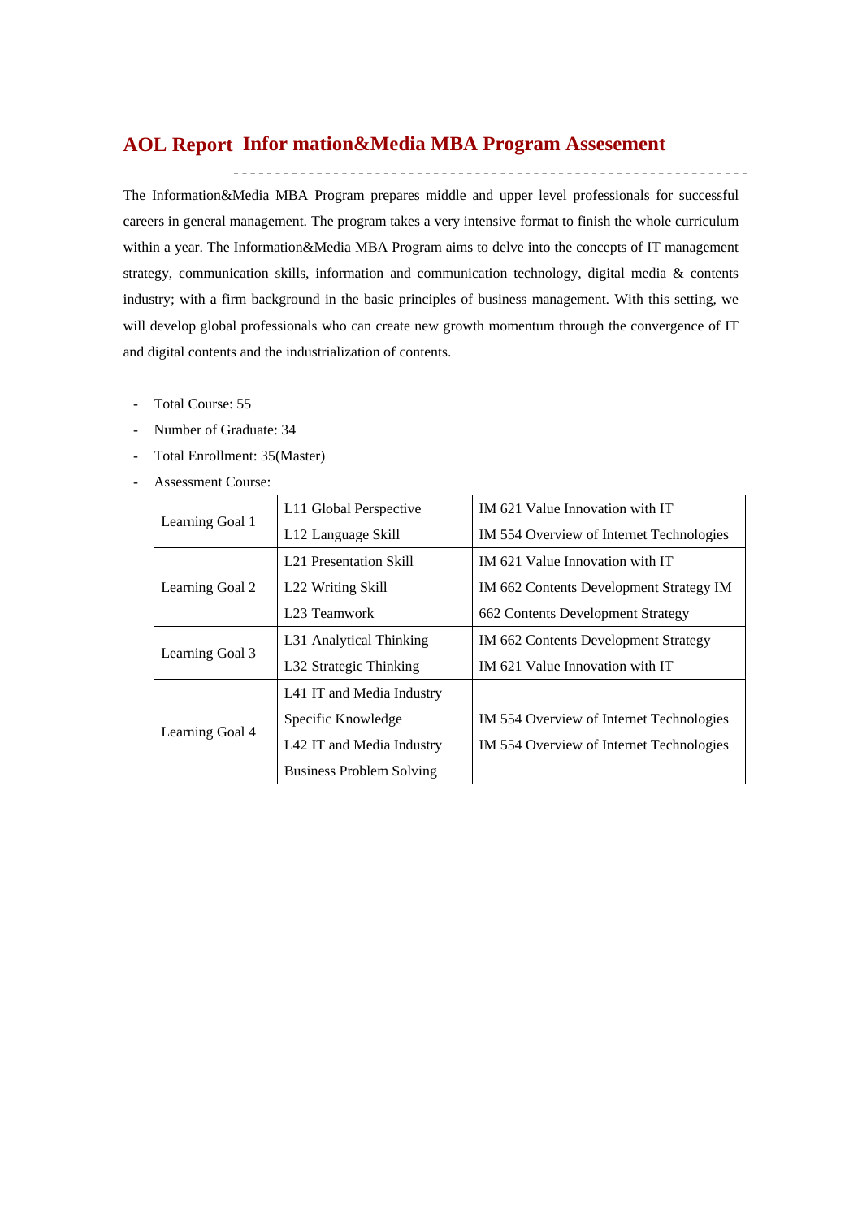# AOL Report Infor mation&Media MBA Program Assesement

The Information&Media MBA Program prepares middle and upper level professionals for successful careers in general management. The program takes a very intensive format to finish the whole curriculum within a year. The Information&Media MBA Program aims to delve into the concepts of IT management strategy, communication skills, information and communication technology, digital media & contents industry; with a firm background in the basic principles of business management. With this setting, we will develop global professionals who can create new growth momentum through the convergence of IT and digital contents and the industrialization of contents.

- Total Course: 55
- Number of Graduate: 34
- Total Enrollment: 35(Master)
- Assessment Course:

| Learning Goal | Learning Objective | Course |
|---|---|---|
| Learning Goal 1 | L11 Global Perspective | IM 621 Value Innovation with IT |
| | L12 Language Skill | IM 554 Overview of Internet Technologies |
| Learning Goal 2 | L21 Presentation Skill | IM 621 Value Innovation with IT |
| | L22 Writing Skill | IM 662 Contents Development Strategy IM 662 Contents Development Strategy |
| | L23 Teamwork | |
| Learning Goal 3 | L31 Analytical Thinking | IM 662 Contents Development Strategy |
| | L32 Strategic Thinking | IM 621 Value Innovation with IT |
| Learning Goal 4 | L41 IT and Media Industry Specific Knowledge | IM 554 Overview of Internet Technologies |
| | L42 IT and Media Industry Business Problem Solving | IM 554 Overview of Internet Technologies |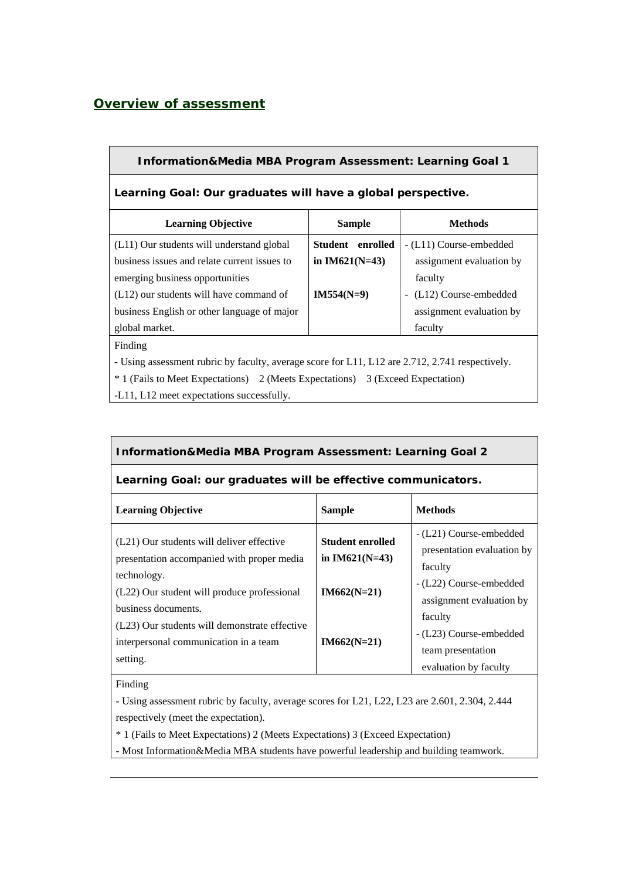## Overview of assessment

| Information&Media MBA Program Assessment: Learning Goal 1 | | |
|---|---|---|
| **Learning Goal: Our graduates will have a global perspective.** | | |
| **Learning Objective** | **Sample** | **Methods** |
| (L11) Our students will understand global business issues and relate current issues to emerging business opportunities<br>(L12) our students will have command of business English or other language of major global market. | **Student enrolled in IM621(N=43)**<br><br>**IM554(N=9)** | - (L11) Course-embedded assignment evaluation by faculty<br>- (L12) Course-embedded assignment evaluation by faculty |
| Finding<br>- Using assessment rubric by faculty, average score for L11, L12 are 2.712, 2.741 respectively.<br>* 1 (Fails to Meet Expectations) 2 (Meets Expectations) 3 (Exceed Expectation)<br>-L11, L12 meet expectations successfully. | | |

| Information&Media MBA Program Assessment: Learning Goal 2 | | |
|---|---|---|
| **Learning Goal: our graduates will be effective communicators.** | | |
| **Learning Objective** | **Sample** | **Methods** |
| (L21) Our students will deliver effective presentation accompanied with proper media technology.<br>(L22) Our student will produce professional business documents.<br>(L23) Our students will demonstrate effective interpersonal communication in a team setting. | **Student enrolled in IM621(N=43)**<br><br>**IM662(N=21)**<br><br>**IM662(N=21)** | - (L21) Course-embedded presentation evaluation by faculty<br>- (L22) Course-embedded assignment evaluation by faculty<br>- (L23) Course-embedded team presentation evaluation by faculty |
| Finding<br>- Using assessment rubric by faculty, average scores for L21, L22, L23 are 2.601, 2.304, 2.444 respectively (meet the expectation).<br>* 1 (Fails to Meet Expectations) 2 (Meets Expectations) 3 (Exceed Expectation)<br>- Most Information&Media MBA students have powerful leadership and building teamwork. | | |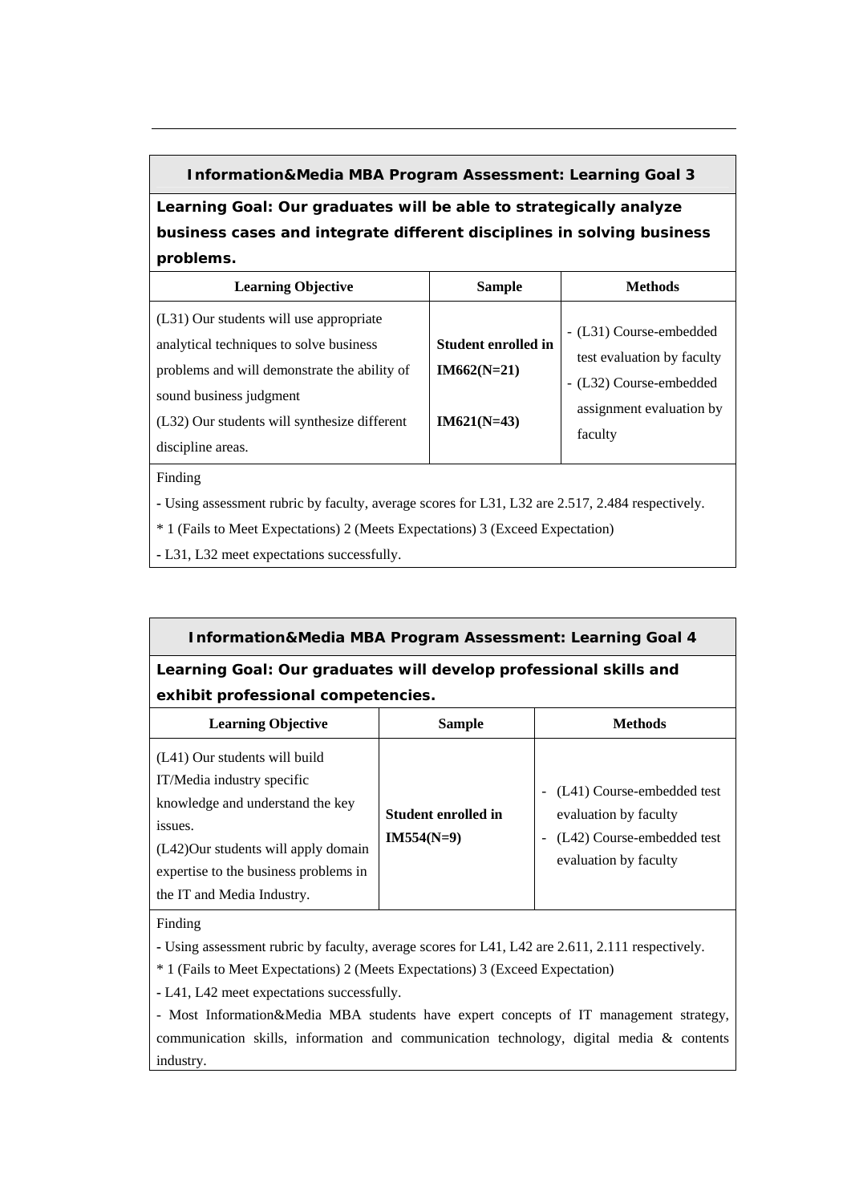| Information&Media MBA Program Assessment: Learning Goal 3 | | |
|---|---|---|
| **Learning Goal: Our graduates will be able to strategically analyze business cases and integrate different disciplines in solving business problems.** | | |
| **Learning Objective** | **Sample** | **Methods** |
| (L31) Our students will use appropriate analytical techniques to solve business problems and will demonstrate the ability of sound business judgment<br>(L32) Our students will synthesize different discipline areas. | **Student enrolled in IM662(N=21)**<br><br>**IM621(N=43)** | - (L31) Course-embedded test evaluation by faculty<br>- (L32) Course-embedded assignment evaluation by faculty |
| Finding<br>- Using assessment rubric by faculty, average scores for L31, L32 are 2.517, 2.484 respectively.<br>* 1 (Fails to Meet Expectations) 2 (Meets Expectations) 3 (Exceed Expectation)<br>- L31, L32 meet expectations successfully. | | |

| Information&Media MBA Program Assessment: Learning Goal 4 | | |
|---|---|---|
| **Learning Goal: Our graduates will develop professional skills and exhibit professional competencies.** | | |
| **Learning Objective** | **Sample** | **Methods** |
| (L41) Our students will build IT/Media industry specific knowledge and understand the key issues.<br>(L42)Our students will apply domain expertise to the business problems in the IT and Media Industry. | **Student enrolled in IM554(N=9)** | - (L41) Course-embedded test evaluation by faculty<br>- (L42) Course-embedded test evaluation by faculty |
| Finding<br>- Using assessment rubric by faculty, average scores for L41, L42 are 2.611, 2.111 respectively.<br>* 1 (Fails to Meet Expectations) 2 (Meets Expectations) 3 (Exceed Expectation)<br>- L41, L42 meet expectations successfully.<br>- Most Information&Media MBA students have expert concepts of IT management strategy, communication skills, information and communication technology, digital media & contents industry. | | |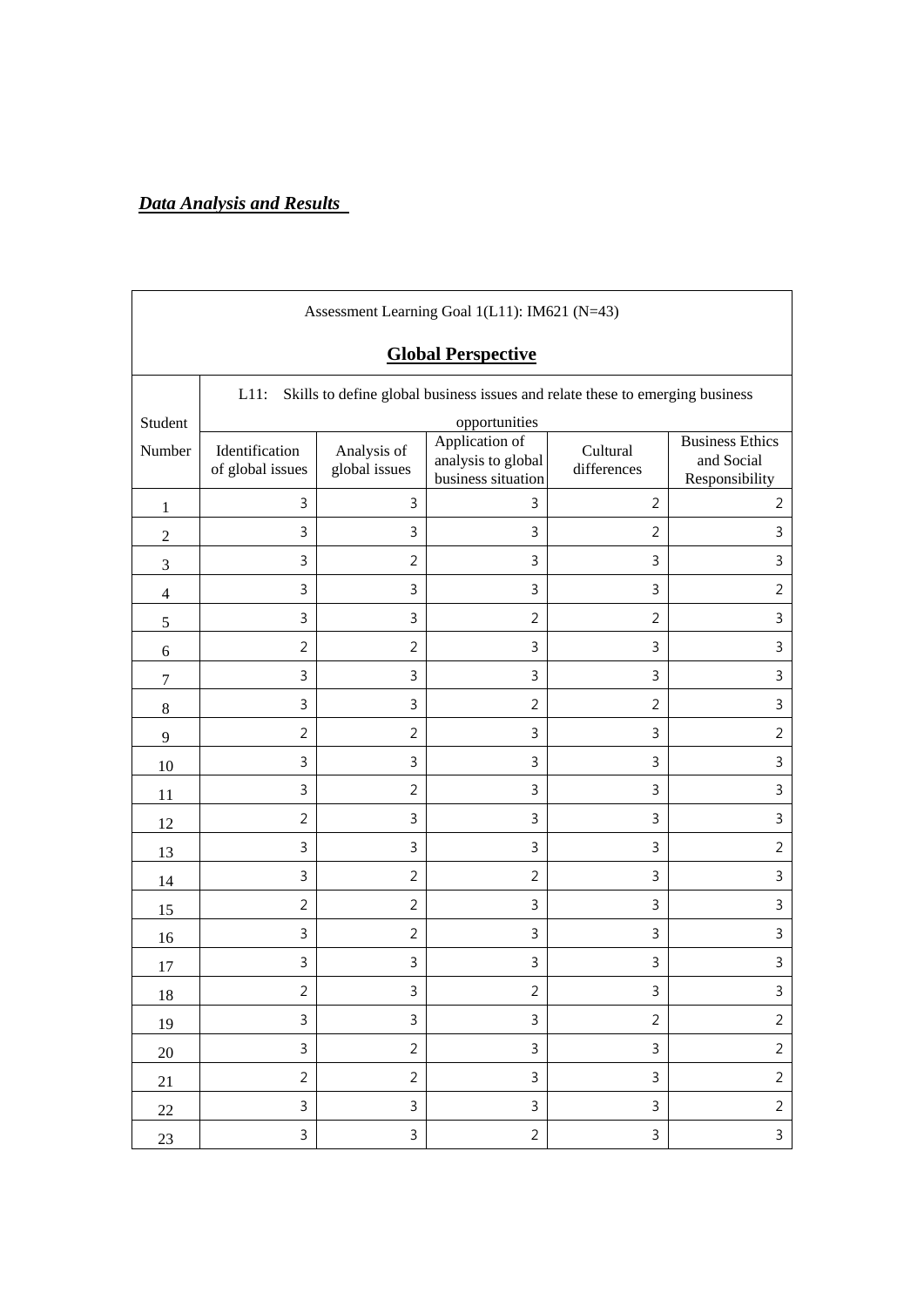***Data Analysis and Results***

| Assessment Learning Goal 1(L11): IM621 (N=43)<br>**Global Perspective** | | | | | |
|---|---|---|---|---|---|
| Student Number | L11: Skills to define global business issues and relate these to emerging business opportunities | | | | |
| | Identification of global issues | Analysis of global issues | Application of analysis to global business situation | Cultural differences | Business Ethics and Social Responsibility |
| 1 | 3 | 3 | 3 | 2 | 2 |
| 2 | 3 | 3 | 3 | 2 | 3 |
| 3 | 3 | 2 | 3 | 3 | 3 |
| 4 | 3 | 3 | 3 | 3 | 2 |
| 5 | 3 | 3 | 2 | 2 | 3 |
| 6 | 2 | 2 | 3 | 3 | 3 |
| 7 | 3 | 3 | 3 | 3 | 3 |
| 8 | 3 | 3 | 2 | 2 | 3 |
| 9 | 2 | 2 | 3 | 3 | 2 |
| 10 | 3 | 3 | 3 | 3 | 3 |
| 11 | 3 | 2 | 3 | 3 | 3 |
| 12 | 2 | 3 | 3 | 3 | 3 |
| 13 | 3 | 3 | 3 | 3 | 2 |
| 14 | 3 | 2 | 2 | 3 | 3 |
| 15 | 2 | 2 | 3 | 3 | 3 |
| 16 | 3 | 2 | 3 | 3 | 3 |
| 17 | 3 | 3 | 3 | 3 | 3 |
| 18 | 2 | 3 | 2 | 3 | 3 |
| 19 | 3 | 3 | 3 | 2 | 2 |
| 20 | 3 | 2 | 3 | 3 | 2 |
| 21 | 2 | 2 | 3 | 3 | 2 |
| 22 | 3 | 3 | 3 | 3 | 2 |
| 23 | 3 | 3 | 2 | 3 | 3 |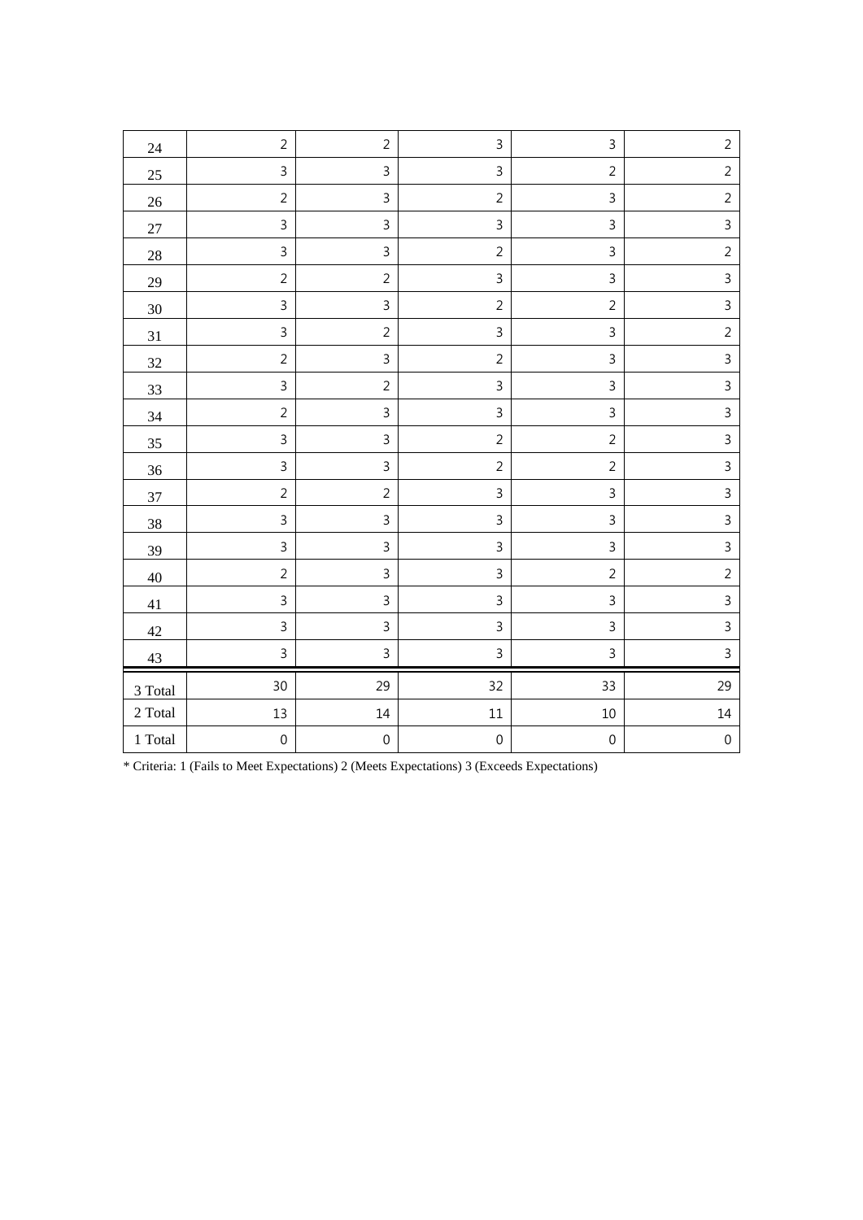| | | | | | |
|---|---|---|---|---|---|
| 24 | 2 | 2 | 3 | 3 | 2 |
| 25 | 3 | 3 | 3 | 2 | 2 |
| 26 | 2 | 3 | 2 | 3 | 2 |
| 27 | 3 | 3 | 3 | 3 | 3 |
| 28 | 3 | 3 | 2 | 3 | 2 |
| 29 | 2 | 2 | 3 | 3 | 3 |
| 30 | 3 | 3 | 2 | 2 | 3 |
| 31 | 3 | 2 | 3 | 3 | 2 |
| 32 | 2 | 3 | 2 | 3 | 3 |
| 33 | 3 | 2 | 3 | 3 | 3 |
| 34 | 2 | 3 | 3 | 3 | 3 |
| 35 | 3 | 3 | 2 | 2 | 3 |
| 36 | 3 | 3 | 2 | 2 | 3 |
| 37 | 2 | 2 | 3 | 3 | 3 |
| 38 | 3 | 3 | 3 | 3 | 3 |
| 39 | 3 | 3 | 3 | 3 | 3 |
| 40 | 2 | 3 | 3 | 2 | 2 |
| 41 | 3 | 3 | 3 | 3 | 3 |
| 42 | 3 | 3 | 3 | 3 | 3 |
| 43 | 3 | 3 | 3 | 3 | 3 |
| 3 Total | 30 | 29 | 32 | 33 | 29 |
| 2 Total | 13 | 14 | 11 | 10 | 14 |
| 1 Total | 0 | 0 | 0 | 0 | 0 |

* Criteria: 1 (Fails to Meet Expectations) 2 (Meets Expectations) 3 (Exceeds Expectations)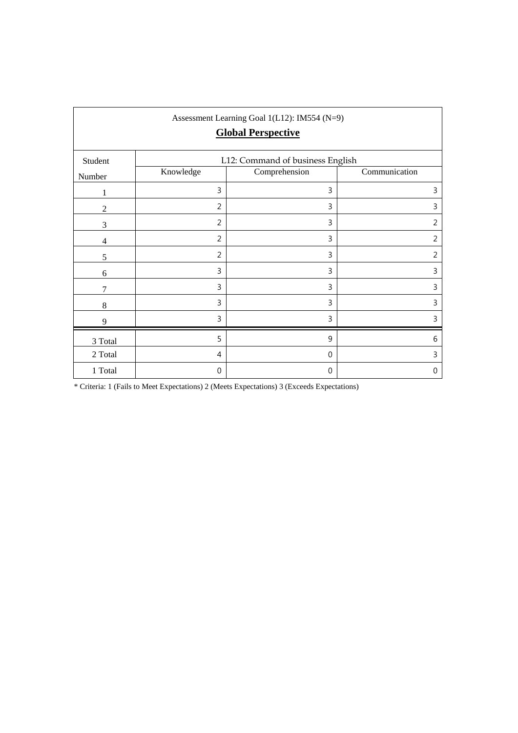Assessment Learning Goal 1(L12): IM554 (N=9)

**Global Perspective**

| Student Number | L12: Command of business English | | |
|---|---|---|---|
| | Knowledge | Comprehension | Communication |
| 1 | 3 | 3 | 3 |
| 2 | 2 | 3 | 3 |
| 3 | 2 | 3 | 2 |
| 4 | 2 | 3 | 2 |
| 5 | 2 | 3 | 2 |
| 6 | 3 | 3 | 3 |
| 7 | 3 | 3 | 3 |
| 8 | 3 | 3 | 3 |
| 9 | 3 | 3 | 3 |
| 3 Total | 5 | 9 | 6 |
| 2 Total | 4 | 0 | 3 |
| 1 Total | 0 | 0 | 0 |

* Criteria: 1 (Fails to Meet Expectations) 2 (Meets Expectations) 3 (Exceeds Expectations)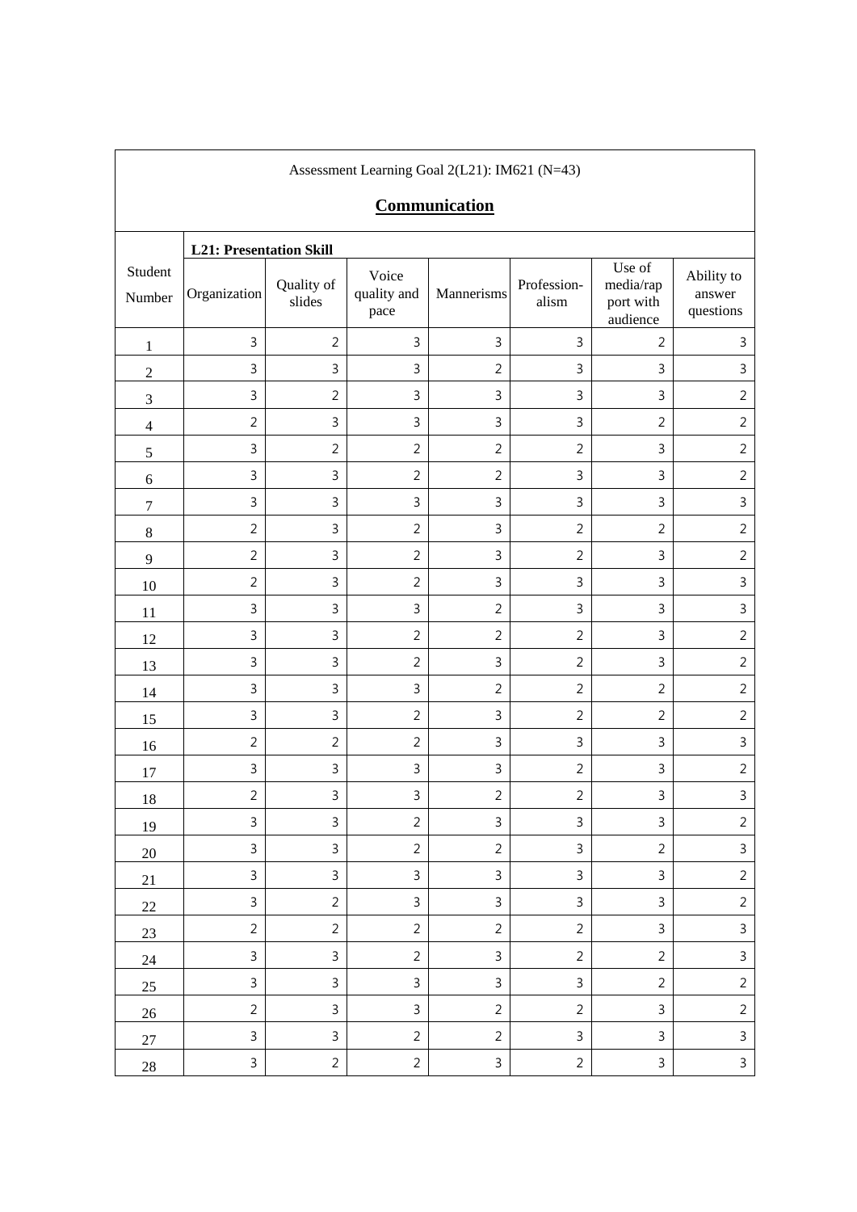Assessment Learning Goal 2(L21): IM621 (N=43)

## Communication

| Student Number | L21: Presentation Skill | | | | | | |
|---|---|---|---|---|---|---|---|
| | Organization | Quality of slides | Voice quality and pace | Mannerisms | Profession-alism | Use of media/rap port with audience | Ability to answer questions |
| 1 | 3 | 2 | 3 | 3 | 3 | 2 | 3 |
| 2 | 3 | 3 | 3 | 2 | 3 | 3 | 3 |
| 3 | 3 | 2 | 3 | 3 | 3 | 3 | 2 |
| 4 | 2 | 3 | 3 | 3 | 3 | 2 | 2 |
| 5 | 3 | 2 | 2 | 2 | 2 | 3 | 2 |
| 6 | 3 | 3 | 2 | 2 | 3 | 3 | 2 |
| 7 | 3 | 3 | 3 | 3 | 3 | 3 | 3 |
| 8 | 2 | 3 | 2 | 3 | 2 | 2 | 2 |
| 9 | 2 | 3 | 2 | 3 | 2 | 3 | 2 |
| 10 | 2 | 3 | 2 | 3 | 3 | 3 | 3 |
| 11 | 3 | 3 | 3 | 2 | 3 | 3 | 3 |
| 12 | 3 | 3 | 2 | 2 | 2 | 3 | 2 |
| 13 | 3 | 3 | 2 | 3 | 2 | 3 | 2 |
| 14 | 3 | 3 | 3 | 2 | 2 | 2 | 2 |
| 15 | 3 | 3 | 2 | 3 | 2 | 2 | 2 |
| 16 | 2 | 2 | 2 | 3 | 3 | 3 | 3 |
| 17 | 3 | 3 | 3 | 3 | 2 | 3 | 2 |
| 18 | 2 | 3 | 3 | 2 | 2 | 3 | 3 |
| 19 | 3 | 3 | 2 | 3 | 3 | 3 | 2 |
| 20 | 3 | 3 | 2 | 2 | 3 | 2 | 3 |
| 21 | 3 | 3 | 3 | 3 | 3 | 3 | 2 |
| 22 | 3 | 2 | 3 | 3 | 3 | 3 | 2 |
| 23 | 2 | 2 | 2 | 2 | 2 | 3 | 3 |
| 24 | 3 | 3 | 2 | 3 | 2 | 2 | 3 |
| 25 | 3 | 3 | 3 | 3 | 3 | 2 | 2 |
| 26 | 2 | 3 | 3 | 2 | 2 | 3 | 2 |
| 27 | 3 | 3 | 2 | 2 | 3 | 3 | 3 |
| 28 | 3 | 2 | 2 | 3 | 2 | 3 | 3 |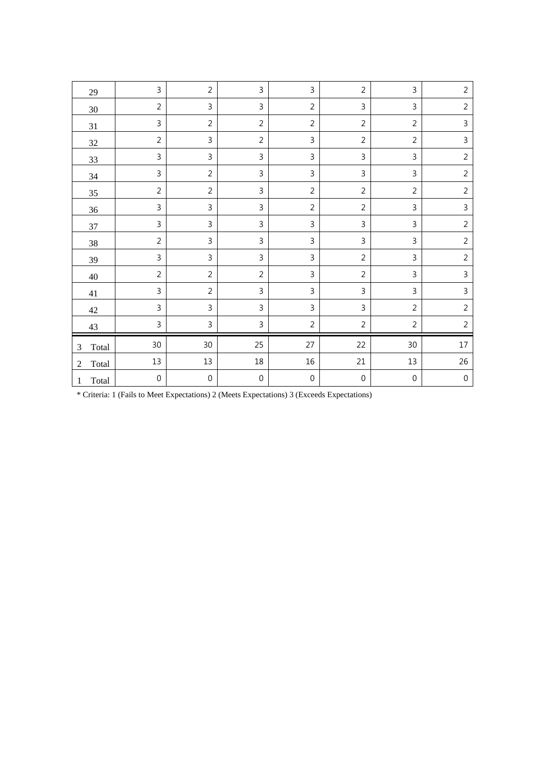| | | | | | | | |
|---|---|---|---|---|---|---|---|
| 29 | 3 | 2 | 3 | 3 | 2 | 3 | 2 |
| 30 | 2 | 3 | 3 | 2 | 3 | 3 | 2 |
| 31 | 3 | 2 | 2 | 2 | 2 | 2 | 3 |
| 32 | 2 | 3 | 2 | 3 | 2 | 2 | 3 |
| 33 | 3 | 3 | 3 | 3 | 3 | 3 | 2 |
| 34 | 3 | 2 | 3 | 3 | 3 | 3 | 2 |
| 35 | 2 | 2 | 3 | 2 | 2 | 2 | 2 |
| 36 | 3 | 3 | 3 | 2 | 2 | 3 | 3 |
| 37 | 3 | 3 | 3 | 3 | 3 | 3 | 2 |
| 38 | 2 | 3 | 3 | 3 | 3 | 3 | 2 |
| 39 | 3 | 3 | 3 | 3 | 2 | 3 | 2 |
| 40 | 2 | 2 | 2 | 3 | 2 | 3 | 3 |
| 41 | 3 | 2 | 3 | 3 | 3 | 3 | 3 |
| 42 | 3 | 3 | 3 | 3 | 3 | 2 | 2 |
| 43 | 3 | 3 | 3 | 2 | 2 | 2 | 2 |
| 3 Total | 30 | 30 | 25 | 27 | 22 | 30 | 17 |
| 2 Total | 13 | 13 | 18 | 16 | 21 | 13 | 26 |
| 1 Total | 0 | 0 | 0 | 0 | 0 | 0 | 0 |

* Criteria: 1 (Fails to Meet Expectations) 2 (Meets Expectations) 3 (Exceeds Expectations)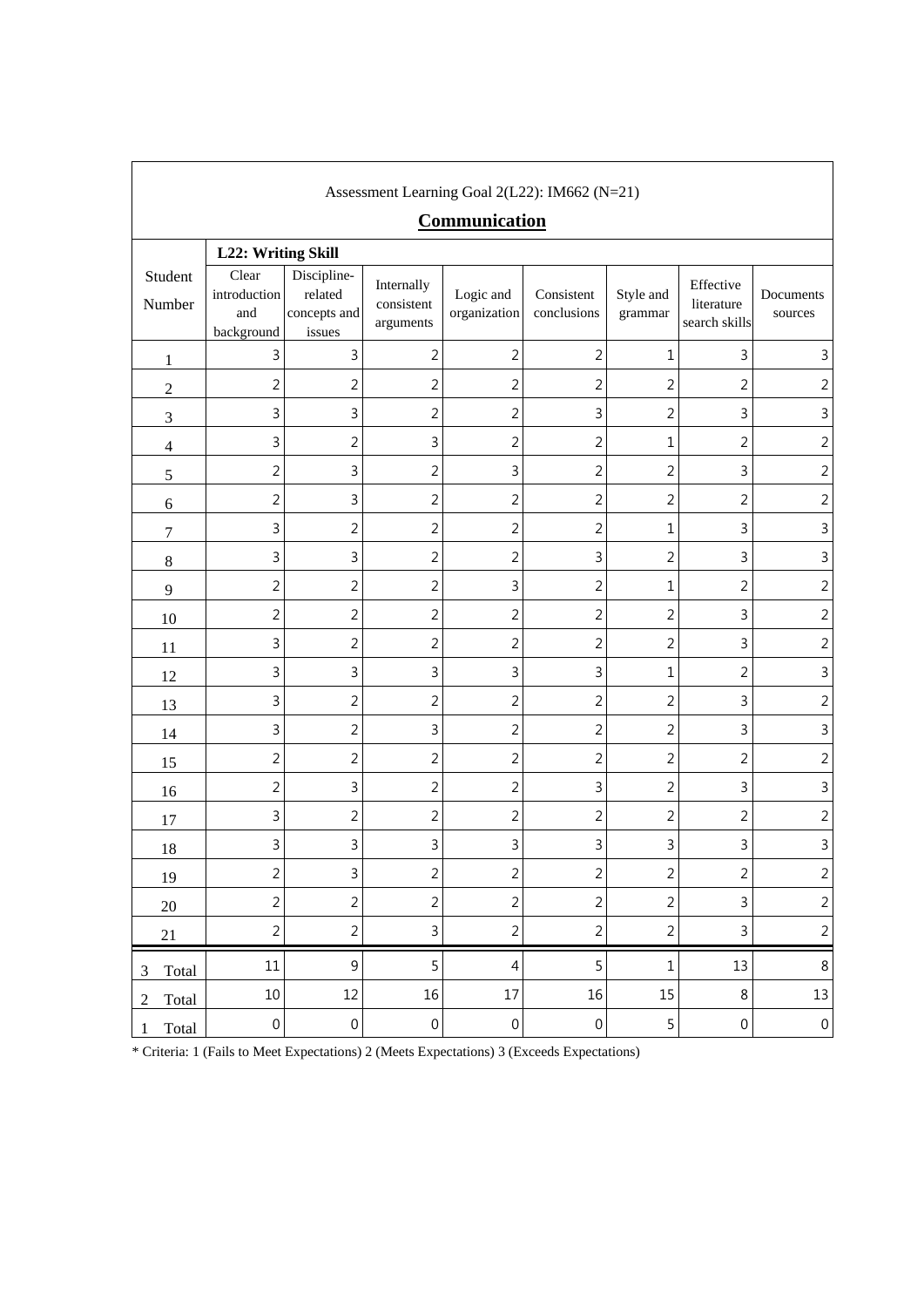Assessment Learning Goal 2(L22): IM662 (N=21)

## Communication

| Student Number | L22: Writing Skill | | | | | | | |
|---|---|---|---|---|---|---|---|---|
| | Clear introduction and background | Discipline-related concepts and issues | Internally consistent arguments | Logic and organization | Consistent conclusions | Style and grammar | Effective literature search skills | Documents sources |
| 1 | 3 | 3 | 2 | 2 | 2 | 1 | 3 | 3 |
| 2 | 2 | 2 | 2 | 2 | 2 | 2 | 2 | 2 |
| 3 | 3 | 3 | 2 | 2 | 3 | 2 | 3 | 3 |
| 4 | 3 | 2 | 3 | 2 | 2 | 1 | 2 | 2 |
| 5 | 2 | 3 | 2 | 3 | 2 | 2 | 3 | 2 |
| 6 | 2 | 3 | 2 | 2 | 2 | 2 | 2 | 2 |
| 7 | 3 | 2 | 2 | 2 | 2 | 1 | 3 | 3 |
| 8 | 3 | 3 | 2 | 2 | 3 | 2 | 3 | 3 |
| 9 | 2 | 2 | 2 | 3 | 2 | 1 | 2 | 2 |
| 10 | 2 | 2 | 2 | 2 | 2 | 2 | 3 | 2 |
| 11 | 3 | 2 | 2 | 2 | 2 | 2 | 3 | 2 |
| 12 | 3 | 3 | 3 | 3 | 3 | 1 | 2 | 3 |
| 13 | 3 | 2 | 2 | 2 | 2 | 2 | 3 | 2 |
| 14 | 3 | 2 | 3 | 2 | 2 | 2 | 3 | 3 |
| 15 | 2 | 2 | 2 | 2 | 2 | 2 | 2 | 2 |
| 16 | 2 | 3 | 2 | 2 | 3 | 2 | 3 | 3 |
| 17 | 3 | 2 | 2 | 2 | 2 | 2 | 2 | 2 |
| 18 | 3 | 3 | 3 | 3 | 3 | 3 | 3 | 3 |
| 19 | 2 | 3 | 2 | 2 | 2 | 2 | 2 | 2 |
| 20 | 2 | 2 | 2 | 2 | 2 | 2 | 3 | 2 |
| 21 | 2 | 2 | 3 | 2 | 2 | 2 | 3 | 2 |
| 3 Total | 11 | 9 | 5 | 4 | 5 | 1 | 13 | 8 |
| 2 Total | 10 | 12 | 16 | 17 | 16 | 15 | 8 | 13 |
| 1 Total | 0 | 0 | 0 | 0 | 0 | 5 | 0 | 0 |

* Criteria: 1 (Fails to Meet Expectations) 2 (Meets Expectations) 3 (Exceeds Expectations)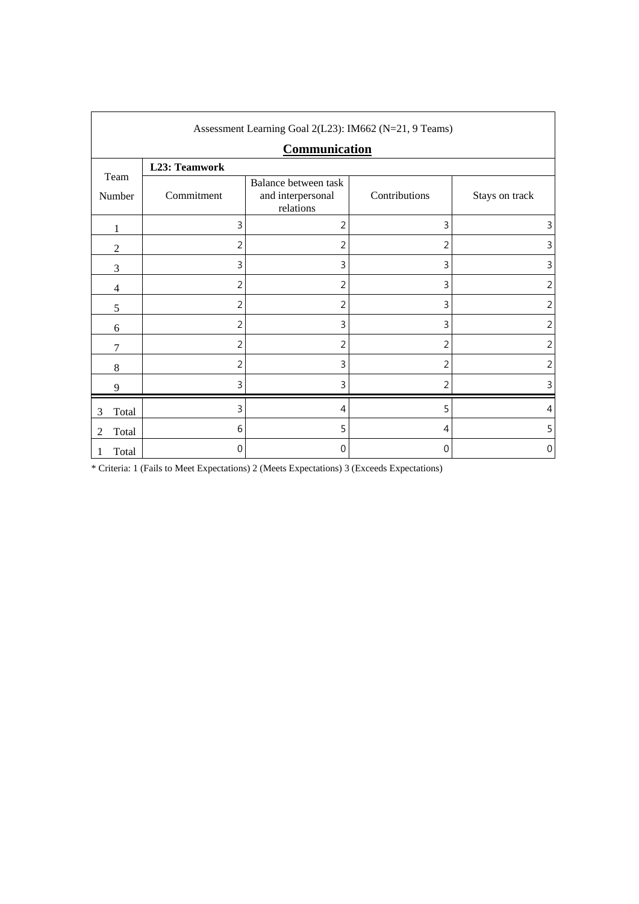| Assessment Learning Goal 2(L23): IM662 (N=21, 9 Teams) | | | | |
|---|---|---|---|---|
| **Communication** | | | | |
| Team Number | **L23: Teamwork** | | | |
| | Commitment | Balance between task and interpersonal relations | Contributions | Stays on track |
| 1 | 3 | 2 | 3 | 3 |
| 2 | 2 | 2 | 2 | 3 |
| 3 | 3 | 3 | 3 | 3 |
| 4 | 2 | 2 | 3 | 2 |
| 5 | 2 | 2 | 3 | 2 |
| 6 | 2 | 3 | 3 | 2 |
| 7 | 2 | 2 | 2 | 2 |
| 8 | 2 | 3 | 2 | 2 |
| 9 | 3 | 3 | 2 | 3 |
| 3 Total | 3 | 4 | 5 | 4 |
| 2 Total | 6 | 5 | 4 | 5 |
| 1 Total | 0 | 0 | 0 | 0 |

* Criteria: 1 (Fails to Meet Expectations) 2 (Meets Expectations) 3 (Exceeds Expectations)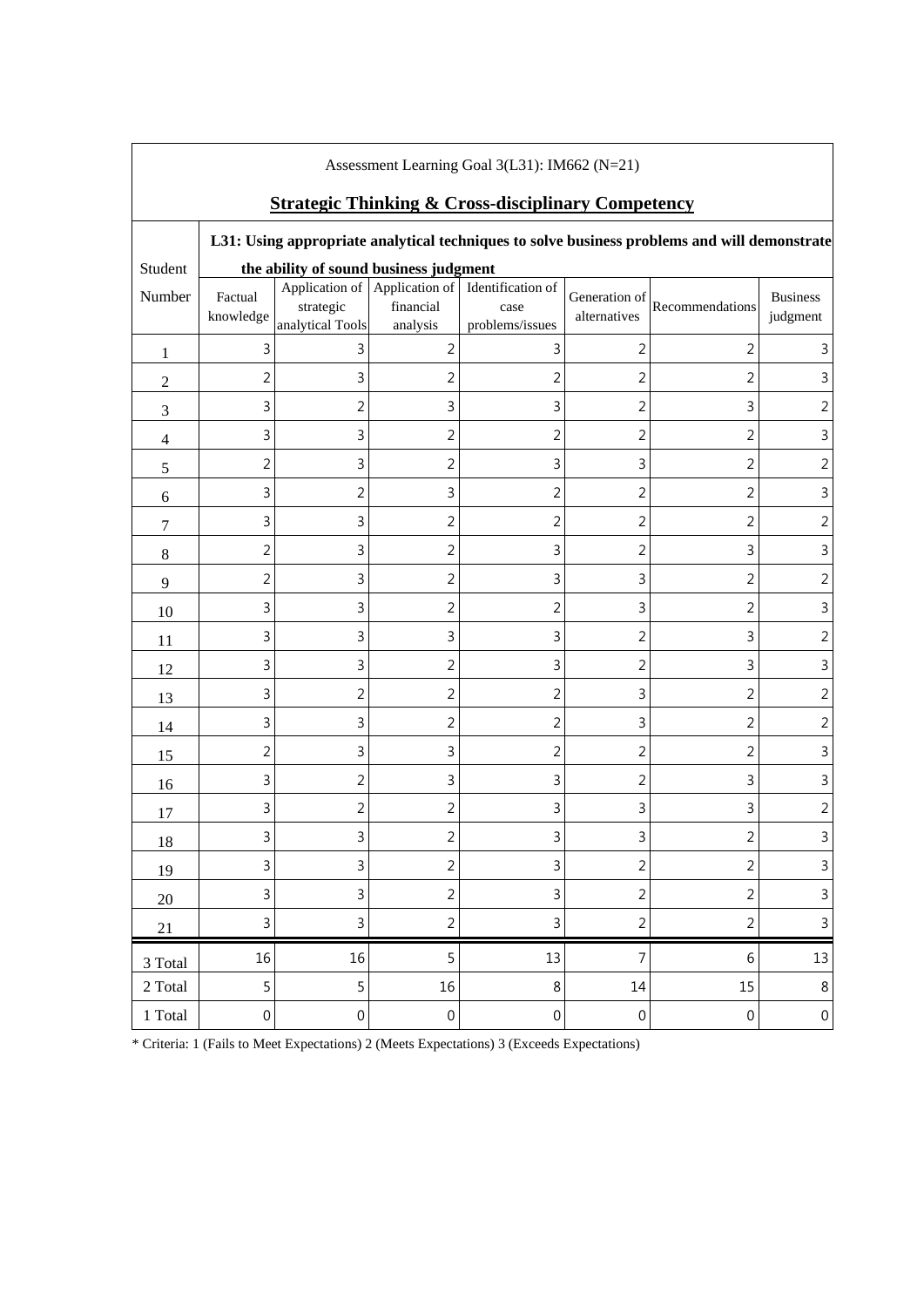Assessment Learning Goal 3(L31): IM662 (N=21)

## Strategic Thinking & Cross-disciplinary Competency

| Student Number | L31: Using appropriate analytical techniques to solve business problems and will demonstrate the ability of sound business judgment | | | | | | |
|---|---|---|---|---|---|---|---|
| | Factual knowledge | Application of strategic analytical Tools | Application of financial analysis | Identification of case problems/issues | Generation of alternatives | Recommendations | Business judgment |
| 1 | 3 | 3 | 2 | 3 | 2 | 2 | 3 |
| 2 | 2 | 3 | 2 | 2 | 2 | 2 | 3 |
| 3 | 3 | 2 | 3 | 3 | 2 | 3 | 2 |
| 4 | 3 | 3 | 2 | 2 | 2 | 2 | 3 |
| 5 | 2 | 3 | 2 | 3 | 3 | 2 | 2 |
| 6 | 3 | 2 | 3 | 2 | 2 | 2 | 3 |
| 7 | 3 | 3 | 2 | 2 | 2 | 2 | 2 |
| 8 | 2 | 3 | 2 | 3 | 2 | 3 | 3 |
| 9 | 2 | 3 | 2 | 3 | 3 | 2 | 2 |
| 10 | 3 | 3 | 2 | 2 | 3 | 2 | 3 |
| 11 | 3 | 3 | 3 | 3 | 2 | 3 | 2 |
| 12 | 3 | 3 | 2 | 3 | 2 | 3 | 3 |
| 13 | 3 | 2 | 2 | 2 | 3 | 2 | 2 |
| 14 | 3 | 3 | 2 | 2 | 3 | 2 | 2 |
| 15 | 2 | 3 | 3 | 2 | 2 | 2 | 3 |
| 16 | 3 | 2 | 3 | 3 | 2 | 3 | 3 |
| 17 | 3 | 2 | 2 | 3 | 3 | 3 | 2 |
| 18 | 3 | 3 | 2 | 3 | 3 | 2 | 3 |
| 19 | 3 | 3 | 2 | 3 | 2 | 2 | 3 |
| 20 | 3 | 3 | 2 | 3 | 2 | 2 | 3 |
| 21 | 3 | 3 | 2 | 3 | 2 | 2 | 3 |
| 3 Total | 16 | 16 | 5 | 13 | 7 | 6 | 13 |
| 2 Total | 5 | 5 | 16 | 8 | 14 | 15 | 8 |
| 1 Total | 0 | 0 | 0 | 0 | 0 | 0 | 0 |

* Criteria: 1 (Fails to Meet Expectations) 2 (Meets Expectations) 3 (Exceeds Expectations)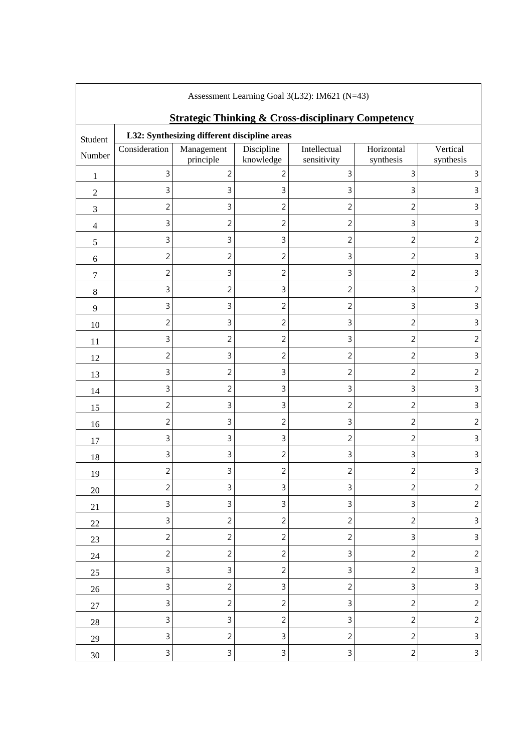| Assessment Learning Goal 3(L32): IM621 (N=43) | | | | | | |
|---|---|---|---|---|---|---|
| **Strategic Thinking & Cross-disciplinary Competency** | | | | | | |
| Student Number | **L32: Synthesizing different discipline areas** | | | | | |
| | Consideration | Management principle | Discipline knowledge | Intellectual sensitivity | Horizontal synthesis | Vertical synthesis |
| 1 | 3 | 2 | 2 | 3 | 3 | 3 |
| 2 | 3 | 3 | 3 | 3 | 3 | 3 |
| 3 | 2 | 3 | 2 | 2 | 2 | 3 |
| 4 | 3 | 2 | 2 | 2 | 3 | 3 |
| 5 | 3 | 3 | 3 | 2 | 2 | 2 |
| 6 | 2 | 2 | 2 | 3 | 2 | 3 |
| 7 | 2 | 3 | 2 | 3 | 2 | 3 |
| 8 | 3 | 2 | 3 | 2 | 3 | 2 |
| 9 | 3 | 3 | 2 | 2 | 3 | 3 |
| 10 | 2 | 3 | 2 | 3 | 2 | 3 |
| 11 | 3 | 2 | 2 | 3 | 2 | 2 |
| 12 | 2 | 3 | 2 | 2 | 2 | 3 |
| 13 | 3 | 2 | 3 | 2 | 2 | 2 |
| 14 | 3 | 2 | 3 | 3 | 3 | 3 |
| 15 | 2 | 3 | 3 | 2 | 2 | 3 |
| 16 | 2 | 3 | 2 | 3 | 2 | 2 |
| 17 | 3 | 3 | 3 | 2 | 2 | 3 |
| 18 | 3 | 3 | 2 | 3 | 3 | 3 |
| 19 | 2 | 3 | 2 | 2 | 2 | 3 |
| 20 | 2 | 3 | 3 | 3 | 2 | 2 |
| 21 | 3 | 3 | 3 | 3 | 3 | 2 |
| 22 | 3 | 2 | 2 | 2 | 2 | 3 |
| 23 | 2 | 2 | 2 | 2 | 3 | 3 |
| 24 | 2 | 2 | 2 | 3 | 2 | 2 |
| 25 | 3 | 3 | 2 | 3 | 2 | 3 |
| 26 | 3 | 2 | 3 | 2 | 3 | 3 |
| 27 | 3 | 2 | 2 | 3 | 2 | 2 |
| 28 | 3 | 3 | 2 | 3 | 2 | 2 |
| 29 | 3 | 2 | 3 | 2 | 2 | 3 |
| 30 | 3 | 3 | 3 | 3 | 2 | 3 |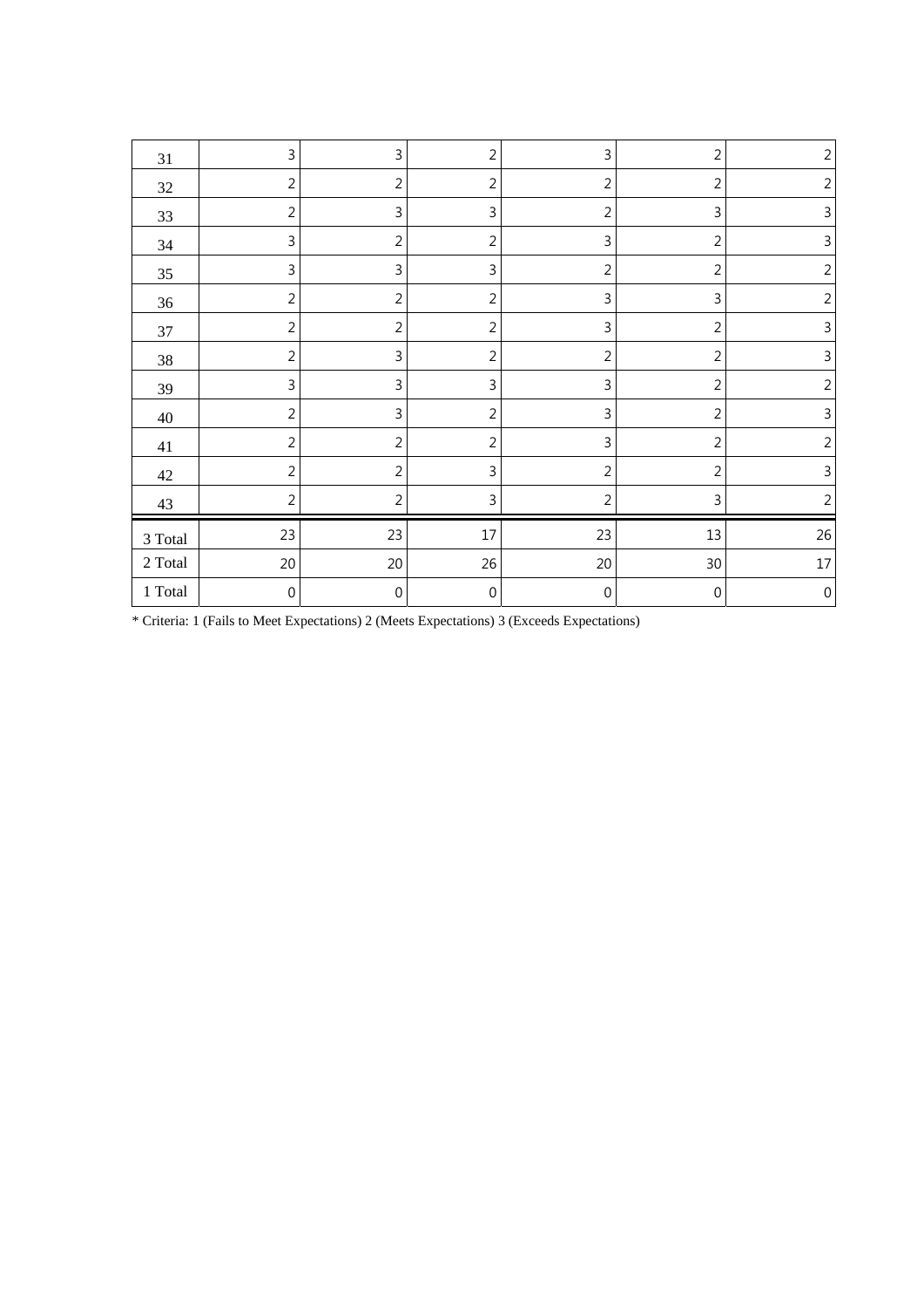| 31 | 3 | 3 | 2 | 3 | 2 | 2 |
|---|---|---|---|---|---|---|
| 32 | 2 | 2 | 2 | 2 | 2 | 2 |
| 33 | 2 | 3 | 3 | 2 | 3 | 3 |
| 34 | 3 | 2 | 2 | 3 | 2 | 3 |
| 35 | 3 | 3 | 3 | 2 | 2 | 2 |
| 36 | 2 | 2 | 2 | 3 | 3 | 2 |
| 37 | 2 | 2 | 2 | 3 | 2 | 3 |
| 38 | 2 | 3 | 2 | 2 | 2 | 3 |
| 39 | 3 | 3 | 3 | 3 | 2 | 2 |
| 40 | 2 | 3 | 2 | 3 | 2 | 3 |
| 41 | 2 | 2 | 2 | 3 | 2 | 2 |
| 42 | 2 | 2 | 3 | 2 | 2 | 3 |
| 43 | 2 | 2 | 3 | 2 | 3 | 2 |
| 3 Total | 23 | 23 | 17 | 23 | 13 | 26 |
| 2 Total | 20 | 20 | 26 | 20 | 30 | 17 |
| 1 Total | 0 | 0 | 0 | 0 | 0 | 0 |

* Criteria: 1 (Fails to Meet Expectations) 2 (Meets Expectations) 3 (Exceeds Expectations)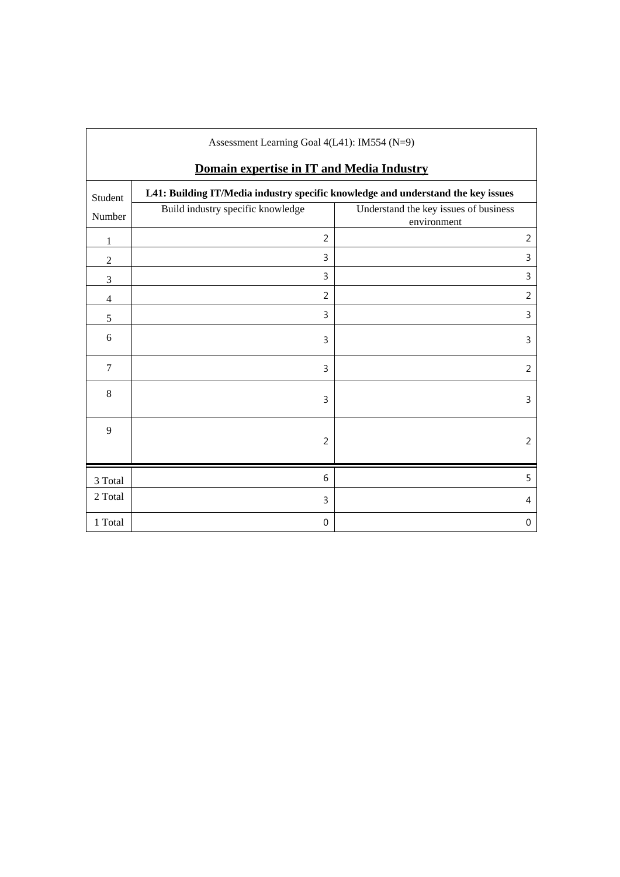Assessment Learning Goal 4(L41): IM554 (N=9)

**Domain expertise in IT and Media Industry**

| Student Number | L41: Building IT/Media industry specific knowledge and understand the key issues | |
|---|---|---|
| | Build industry specific knowledge | Understand the key issues of business environment |
| 1 | 2 | 2 |
| 2 | 3 | 3 |
| 3 | 3 | 3 |
| 4 | 2 | 2 |
| 5 | 3 | 3 |
| 6 | 3 | 3 |
| 7 | 3 | 2 |
| 8 | 3 | 3 |
| 9 | 2 | 2 |
| 3 Total | 6 | 5 |
| 2 Total | 3 | 4 |
| 1 Total | 0 | 0 |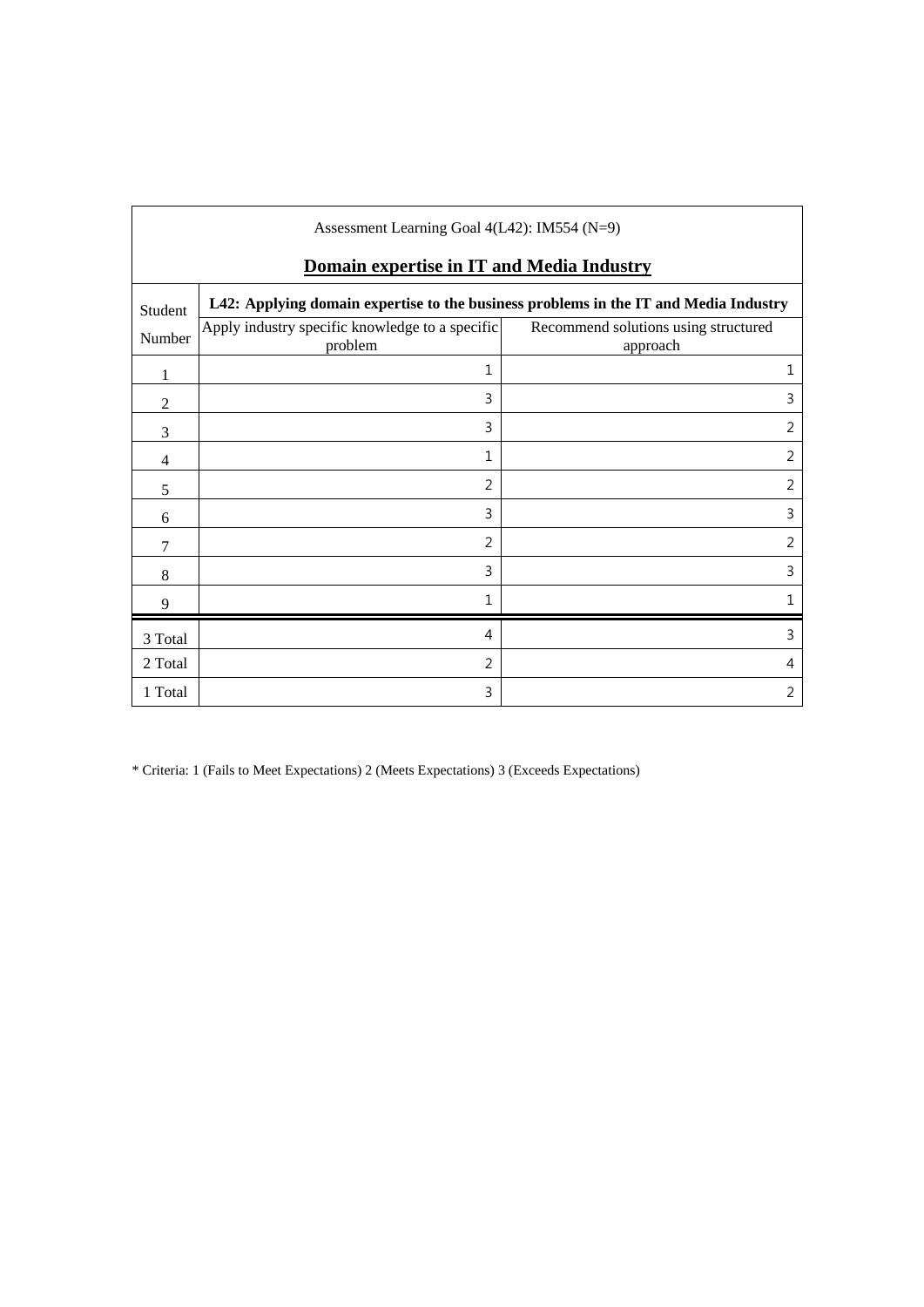| Assessment Learning Goal 4(L42): IM554 (N=9) | | |
|---|---|---|
| **Domain expertise in IT and Media Industry** | | |
| Student Number | **L42: Applying domain expertise to the business problems in the IT and Media Industry** | |
| | Apply industry specific knowledge to a specific problem | Recommend solutions using structured approach |
| 1 | 1 | 1 |
| 2 | 3 | 3 |
| 3 | 3 | 2 |
| 4 | 1 | 2 |
| 5 | 2 | 2 |
| 6 | 3 | 3 |
| 7 | 2 | 2 |
| 8 | 3 | 3 |
| 9 | 1 | 1 |
| 3 Total | 4 | 3 |
| 2 Total | 2 | 4 |
| 1 Total | 3 | 2 |

* Criteria: 1 (Fails to Meet Expectations) 2 (Meets Expectations) 3 (Exceeds Expectations)